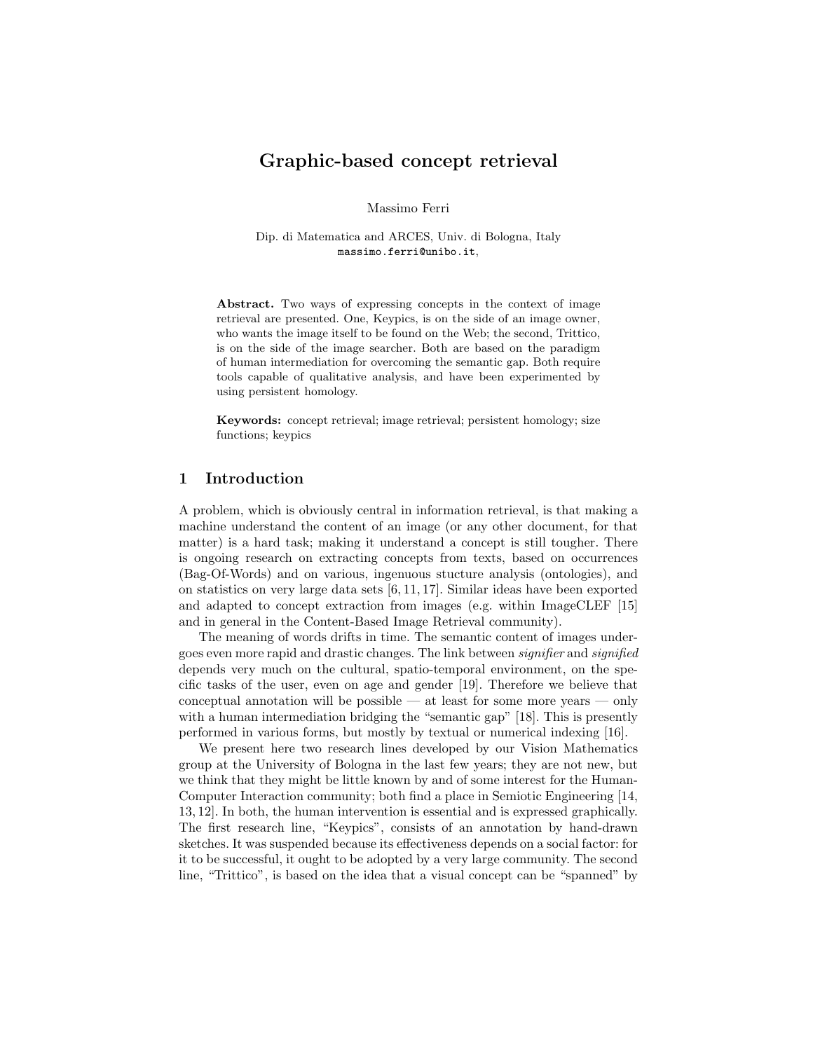# Graphic-based concept retrieval

Massimo Ferri

Dip. di Matematica and ARCES, Univ. di Bologna, Italy
massimo.ferri@unibo.it,

**Abstract.** Two ways of expressing concepts in the context of image retrieval are presented. One, Keypics, is on the side of an image owner, who wants the image itself to be found on the Web; the second, Trittico, is on the side of the image searcher. Both are based on the paradigm of human intermediation for overcoming the semantic gap. Both require tools capable of qualitative analysis, and have been experimented by using persistent homology.

**Keywords:** concept retrieval; image retrieval; persistent homology; size functions; keypics

## 1 Introduction

A problem, which is obviously central in information retrieval, is that making a machine understand the content of an image (or any other document, for that matter) is a hard task; making it understand a concept is still tougher. There is ongoing research on extracting concepts from texts, based on occurrences (Bag-Of-Words) and on various, ingenuous stucture analysis (ontologies), and on statistics on very large data sets [6, 11, 17]. Similar ideas have been exported and adapted to concept extraction from images (e.g. within ImageCLEF [15] and in general in the Content-Based Image Retrieval community).

The meaning of words drifts in time. The semantic content of images undergoes even more rapid and drastic changes. The link between *signifier* and *signified* depends very much on the cultural, spatio-temporal environment, on the specific tasks of the user, even on age and gender [19]. Therefore we believe that conceptual annotation will be possible — at least for some more years — only with a human intermediation bridging the "semantic gap" [18]. This is presently performed in various forms, but mostly by textual or numerical indexing [16].

We present here two research lines developed by our Vision Mathematics group at the University of Bologna in the last few years; they are not new, but we think that they might be little known by and of some interest for the Human-Computer Interaction community; both find a place in Semiotic Engineering [14, 13, 12]. In both, the human intervention is essential and is expressed graphically. The first research line, "Keypics", consists of an annotation by hand-drawn sketches. It was suspended because its effectiveness depends on a social factor: for it to be successful, it ought to be adopted by a very large community. The second line, "Trittico", is based on the idea that a visual concept can be "spanned" by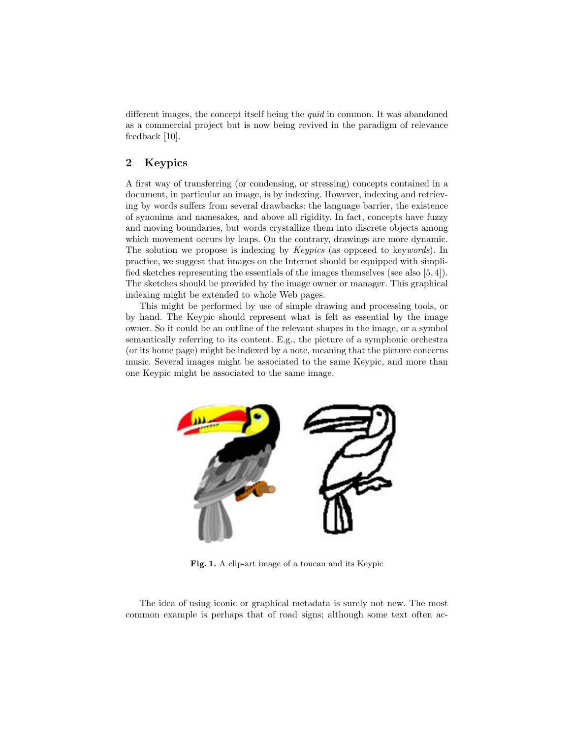different images, the concept itself being the *quid* in common. It was abandoned as a commercial project but is now being revived in the paradigm of relevance feedback [10].

## 2 Keypics

A first way of transferring (or condensing, or stressing) concepts contained in a document, in particular an image, is by indexing. However, indexing and retrieving by words suffers from several drawbacks: the language barrier, the existence of synonims and namesakes, and above all rigidity. In fact, concepts have fuzzy and moving boundaries, but words crystallize them into discrete objects among which movement occurs by leaps. On the contrary, drawings are more dynamic. The solution we propose is indexing by *Keypics* (as opposed to key*words*). In practice, we suggest that images on the Internet should be equipped with simplified sketches representing the essentials of the images themselves (see also [5, 4]). The sketches should be provided by the image owner or manager. This graphical indexing might be extended to whole Web pages.

This might be performed by use of simple drawing and processing tools, or by hand. The Keypic should represent what is felt as essential by the image owner. So it could be an outline of the relevant shapes in the image, or a symbol semantically referring to its content. E.g., the picture of a symphonic orchestra (or its home page) might be indexed by a note, meaning that the picture concerns music. Several images might be associated to the same Keypic, and more than one Keypic might be associated to the same image.

**Fig. 1.** A clip-art image of a toucan and its Keypic

The idea of using iconic or graphical metadata is surely not new. The most common example is perhaps that of road signs; although some text often ac-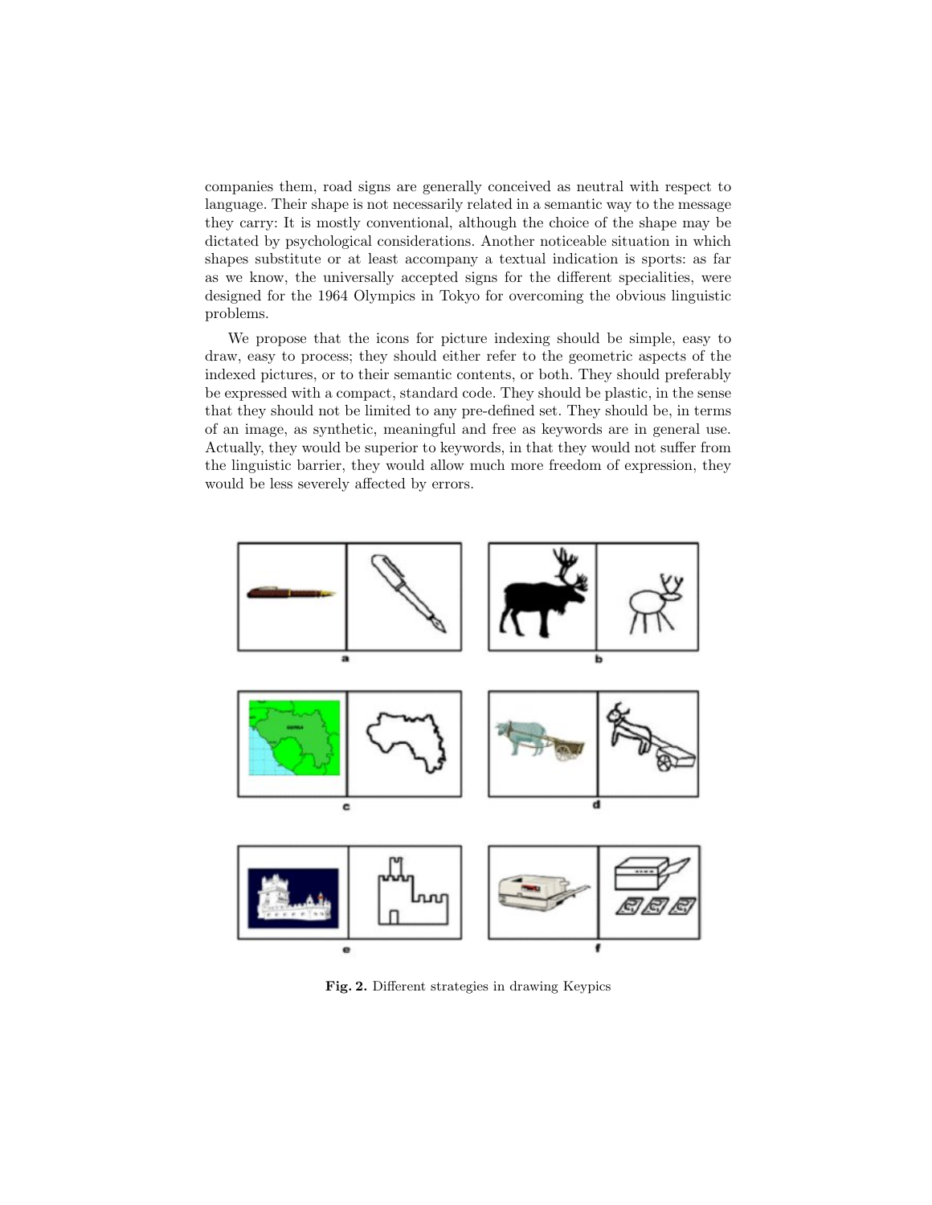companies them, road signs are generally conceived as neutral with respect to language. Their shape is not necessarily related in a semantic way to the message they carry: It is mostly conventional, although the choice of the shape may be dictated by psychological considerations. Another noticeable situation in which shapes substitute or at least accompany a textual indication is sports: as far as we know, the universally accepted signs for the different specialities, were designed for the 1964 Olympics in Tokyo for overcoming the obvious linguistic problems.

We propose that the icons for picture indexing should be simple, easy to draw, easy to process; they should either refer to the geometric aspects of the indexed pictures, or to their semantic contents, or both. They should preferably be expressed with a compact, standard code. They should be plastic, in the sense that they should not be limited to any pre-defined set. They should be, in terms of an image, as synthetic, meaningful and free as keywords are in general use. Actually, they would be superior to keywords, in that they would not suffer from the linguistic barrier, they would allow much more freedom of expression, they would be less severely affected by errors.

**Fig. 2.** Different strategies in drawing Keypics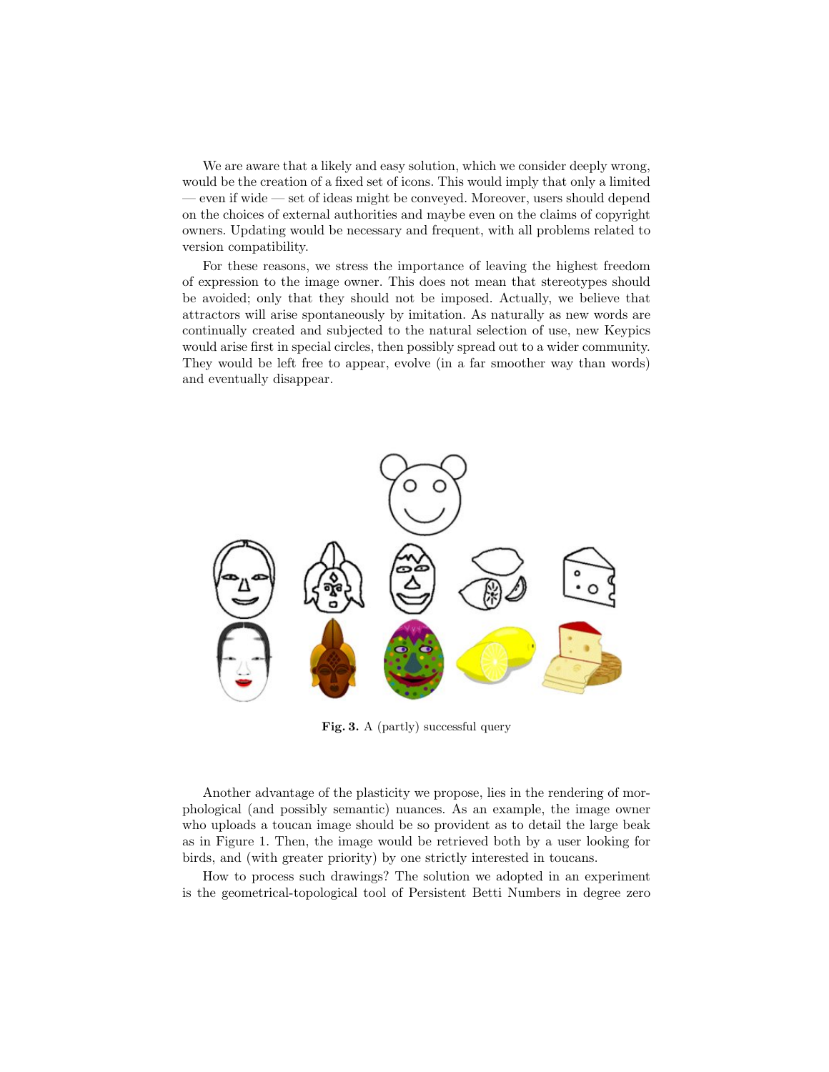We are aware that a likely and easy solution, which we consider deeply wrong, would be the creation of a fixed set of icons. This would imply that only a limited — even if wide — set of ideas might be conveyed. Moreover, users should depend on the choices of external authorities and maybe even on the claims of copyright owners. Updating would be necessary and frequent, with all problems related to version compatibility.

For these reasons, we stress the importance of leaving the highest freedom of expression to the image owner. This does not mean that stereotypes should be avoided; only that they should not be imposed. Actually, we believe that attractors will arise spontaneously by imitation. As naturally as new words are continually created and subjected to the natural selection of use, new Keypics would arise first in special circles, then possibly spread out to a wider community. They would be left free to appear, evolve (in a far smoother way than words) and eventually disappear.

**Fig. 3.** A (partly) successful query

Another advantage of the plasticity we propose, lies in the rendering of morphological (and possibly semantic) nuances. As an example, the image owner who uploads a toucan image should be so provident as to detail the large beak as in Figure 1. Then, the image would be retrieved both by a user looking for birds, and (with greater priority) by one strictly interested in toucans.

How to process such drawings? The solution we adopted in an experiment is the geometrical-topological tool of Persistent Betti Numbers in degree zero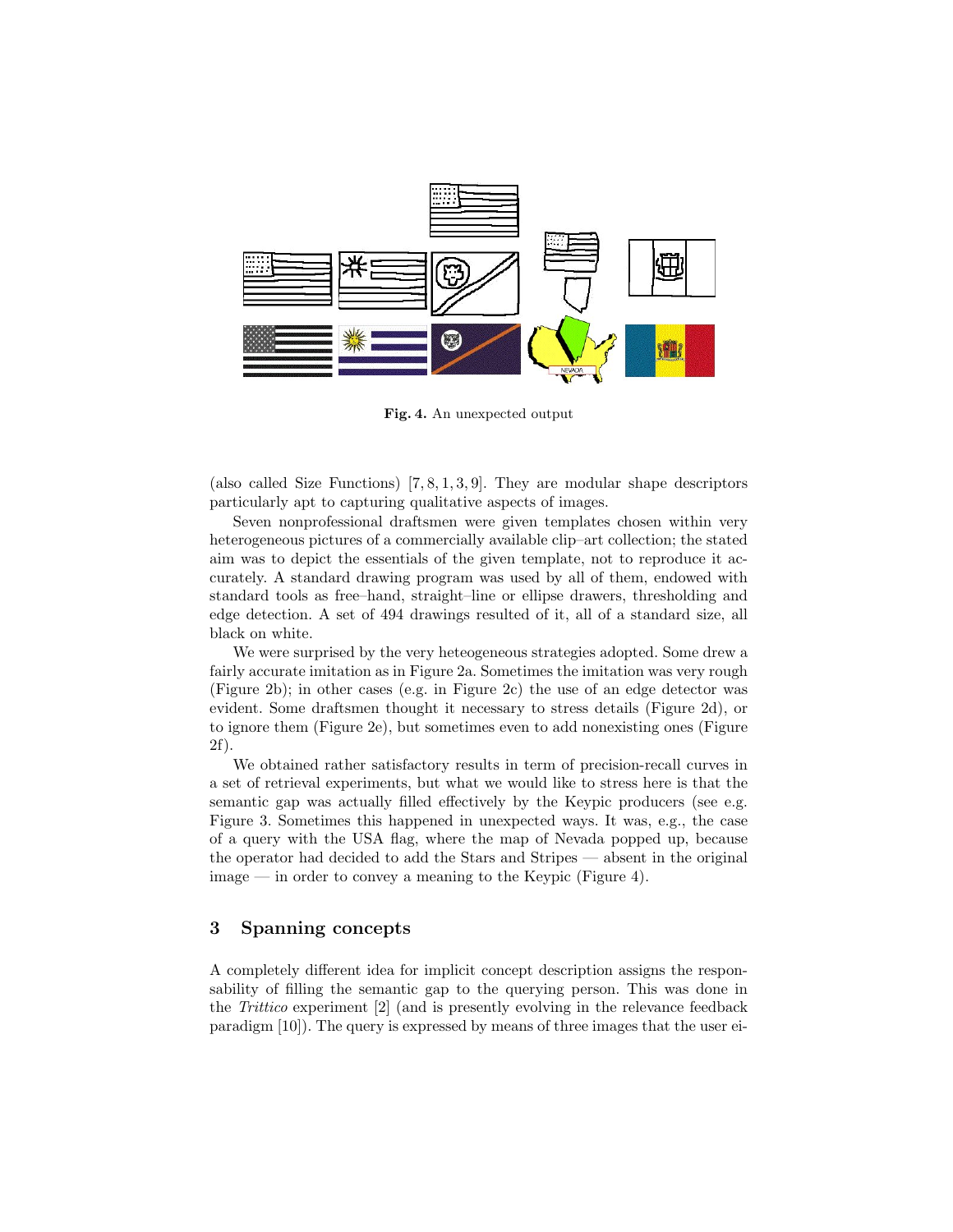**Fig. 4.** An unexpected output

(also called Size Functions) [7, 8, 1, 3, 9]. They are modular shape descriptors particularly apt to capturing qualitative aspects of images.

Seven nonprofessional draftsmen were given templates chosen within very heterogeneous pictures of a commercially available clip–art collection; the stated aim was to depict the essentials of the given template, not to reproduce it accurately. A standard drawing program was used by all of them, endowed with standard tools as free–hand, straight–line or ellipse drawers, thresholding and edge detection. A set of 494 drawings resulted of it, all of a standard size, all black on white.

We were surprised by the very heteogeneous strategies adopted. Some drew a fairly accurate imitation as in Figure 2a. Sometimes the imitation was very rough (Figure 2b); in other cases (e.g. in Figure 2c) the use of an edge detector was evident. Some draftsmen thought it necessary to stress details (Figure 2d), or to ignore them (Figure 2e), but sometimes even to add nonexisting ones (Figure 2f).

We obtained rather satisfactory results in term of precision-recall curves in a set of retrieval experiments, but what we would like to stress here is that the semantic gap was actually filled effectively by the Keypic producers (see e.g. Figure 3. Sometimes this happened in unexpected ways. It was, e.g., the case of a query with the USA flag, where the map of Nevada popped up, because the operator had decided to add the Stars and Stripes — absent in the original image — in order to convey a meaning to the Keypic (Figure 4).

## 3 Spanning concepts

A completely different idea for implicit concept description assigns the responsability of filling the semantic gap to the querying person. This was done in the *Trittico* experiment [2] (and is presently evolving in the relevance feedback paradigm [10]). The query is expressed by means of three images that the user ei-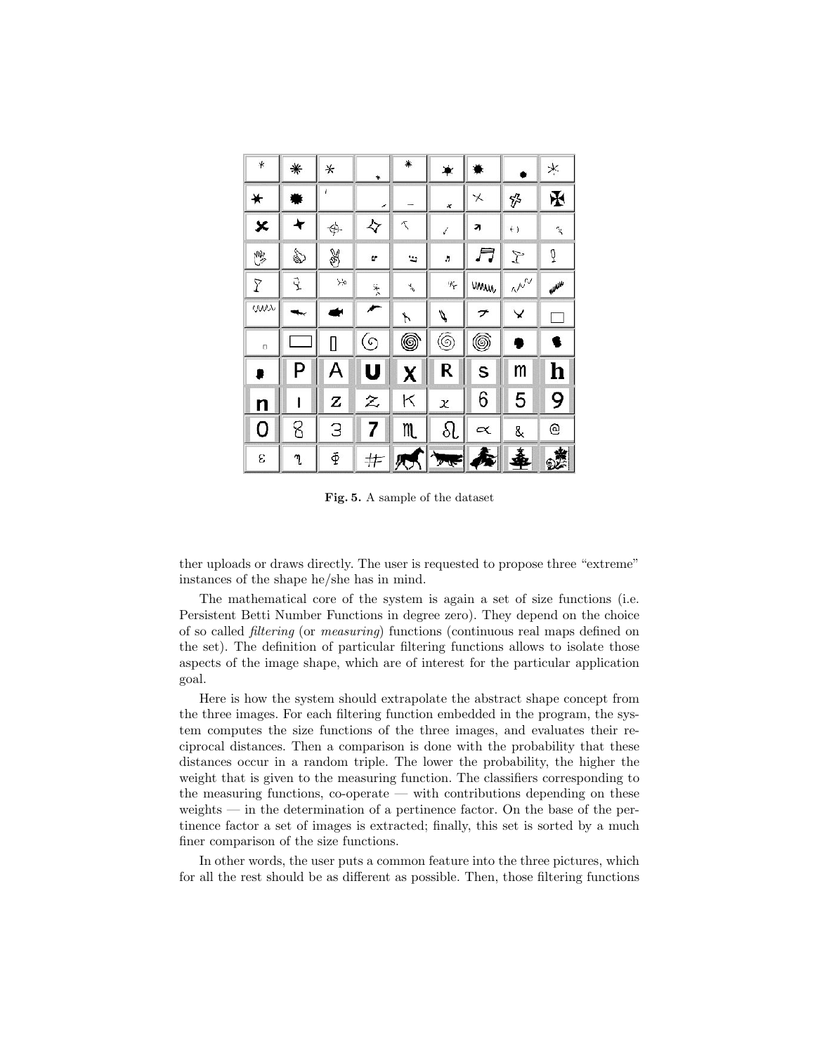Fig. 5. A sample of the dataset

ther uploads or draws directly. The user is requested to propose three "extreme" instances of the shape he/she has in mind.

The mathematical core of the system is again a set of size functions (i.e. Persistent Betti Number Functions in degree zero). They depend on the choice of so called *filtering* (or *measuring*) functions (continuous real maps defined on the set). The definition of particular filtering functions allows to isolate those aspects of the image shape, which are of interest for the particular application goal.

Here is how the system should extrapolate the abstract shape concept from the three images. For each filtering function embedded in the program, the system computes the size functions of the three images, and evaluates their reciprocal distances. Then a comparison is done with the probability that these distances occur in a random triple. The lower the probability, the higher the weight that is given to the measuring function. The classifiers corresponding to the measuring functions, co-operate — with contributions depending on these weights — in the determination of a pertinence factor. On the base of the pertinence factor a set of images is extracted; finally, this set is sorted by a much finer comparison of the size functions.

In other words, the user puts a common feature into the three pictures, which for all the rest should be as different as possible. Then, those filtering functions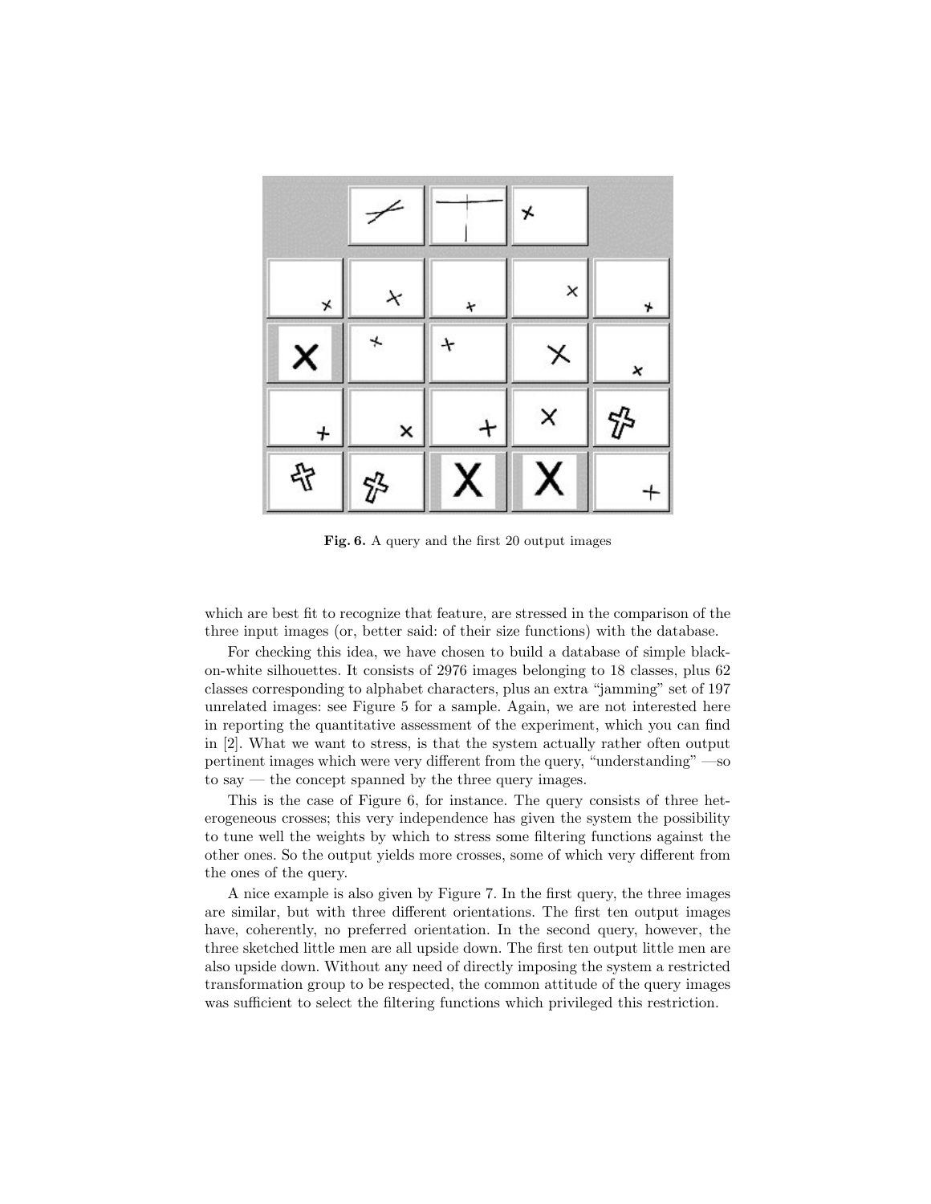Fig. 6. A query and the first 20 output images

which are best fit to recognize that feature, are stressed in the comparison of the three input images (or, better said: of their size functions) with the database.

For checking this idea, we have chosen to build a database of simple black-on-white silhouettes. It consists of 2976 images belonging to 18 classes, plus 62 classes corresponding to alphabet characters, plus an extra "jamming" set of 197 unrelated images: see Figure 5 for a sample. Again, we are not interested here in reporting the quantitative assessment of the experiment, which you can find in [2]. What we want to stress, is that the system actually rather often output pertinent images which were very different from the query, "understanding" —so to say — the concept spanned by the three query images.

This is the case of Figure 6, for instance. The query consists of three heterogeneous crosses; this very independence has given the system the possibility to tune well the weights by which to stress some filtering functions against the other ones. So the output yields more crosses, some of which very different from the ones of the query.

A nice example is also given by Figure 7. In the first query, the three images are similar, but with three different orientations. The first ten output images have, coherently, no preferred orientation. In the second query, however, the three sketched little men are all upside down. The first ten output little men are also upside down. Without any need of directly imposing the system a restricted transformation group to be respected, the common attitude of the query images was sufficient to select the filtering functions which privileged this restriction.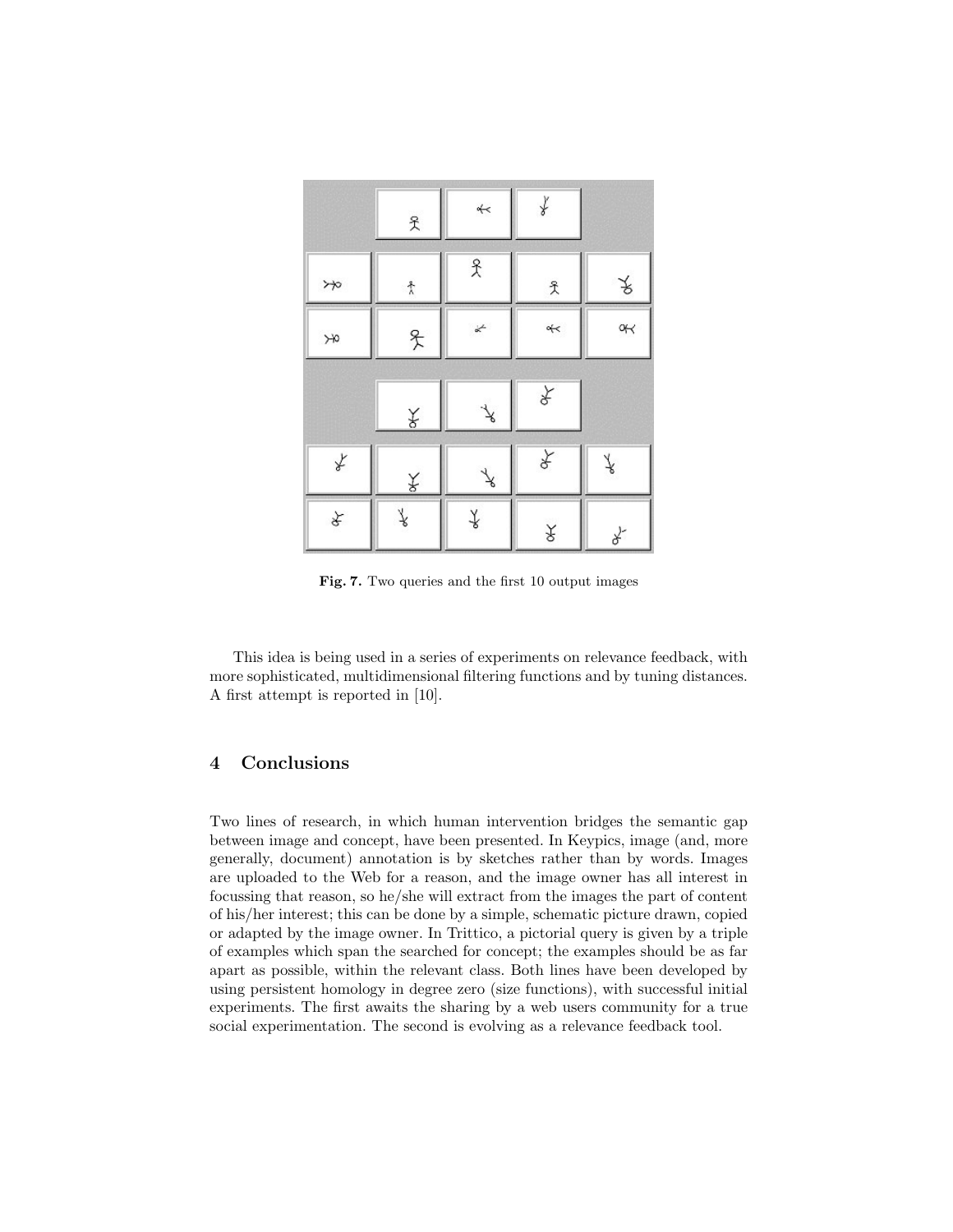**Fig. 7.** Two queries and the first 10 output images

This idea is being used in a series of experiments on relevance feedback, with more sophisticated, multidimensional filtering functions and by tuning distances. A first attempt is reported in [10].

## 4 Conclusions

Two lines of research, in which human intervention bridges the semantic gap between image and concept, have been presented. In Keypics, image (and, more generally, document) annotation is by sketches rather than by words. Images are uploaded to the Web for a reason, and the image owner has all interest in focussing that reason, so he/she will extract from the images the part of content of his/her interest; this can be done by a simple, schematic picture drawn, copied or adapted by the image owner. In Trittico, a pictorial query is given by a triple of examples which span the searched for concept; the examples should be as far apart as possible, within the relevant class. Both lines have been developed by using persistent homology in degree zero (size functions), with successful initial experiments. The first awaits the sharing by a web users community for a true social experimentation. The second is evolving as a relevance feedback tool.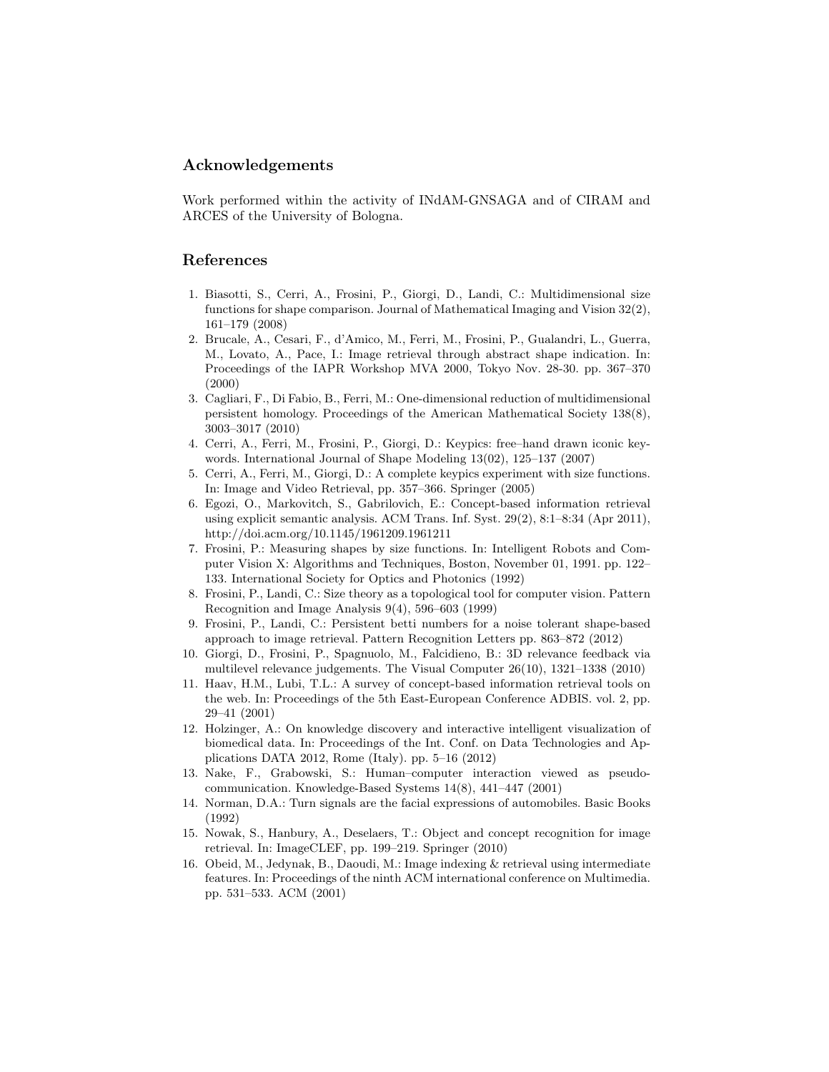## Acknowledgements

Work performed within the activity of INdAM-GNSAGA and of CIRAM and ARCES of the University of Bologna.

## References

1. Biasotti, S., Cerri, A., Frosini, P., Giorgi, D., Landi, C.: Multidimensional size functions for shape comparison. Journal of Mathematical Imaging and Vision 32(2), 161–179 (2008)
2. Brucale, A., Cesari, F., d'Amico, M., Ferri, M., Frosini, P., Gualandri, L., Guerra, M., Lovato, A., Pace, I.: Image retrieval through abstract shape indication. In: Proceedings of the IAPR Workshop MVA 2000, Tokyo Nov. 28-30. pp. 367–370 (2000)
3. Cagliari, F., Di Fabio, B., Ferri, M.: One-dimensional reduction of multidimensional persistent homology. Proceedings of the American Mathematical Society 138(8), 3003–3017 (2010)
4. Cerri, A., Ferri, M., Frosini, P., Giorgi, D.: Keypics: free–hand drawn iconic keywords. International Journal of Shape Modeling 13(02), 125–137 (2007)
5. Cerri, A., Ferri, M., Giorgi, D.: A complete keypics experiment with size functions. In: Image and Video Retrieval, pp. 357–366. Springer (2005)
6. Egozi, O., Markovitch, S., Gabrilovich, E.: Concept-based information retrieval using explicit semantic analysis. ACM Trans. Inf. Syst. 29(2), 8:1–8:34 (Apr 2011), http://doi.acm.org/10.1145/1961209.1961211
7. Frosini, P.: Measuring shapes by size functions. In: Intelligent Robots and Computer Vision X: Algorithms and Techniques, Boston, November 01, 1991. pp. 122–133. International Society for Optics and Photonics (1992)
8. Frosini, P., Landi, C.: Size theory as a topological tool for computer vision. Pattern Recognition and Image Analysis 9(4), 596–603 (1999)
9. Frosini, P., Landi, C.: Persistent betti numbers for a noise tolerant shape-based approach to image retrieval. Pattern Recognition Letters pp. 863–872 (2012)
10. Giorgi, D., Frosini, P., Spagnuolo, M., Falcidieno, B.: 3D relevance feedback via multilevel relevance judgements. The Visual Computer 26(10), 1321–1338 (2010)
11. Haav, H.M., Lubi, T.L.: A survey of concept-based information retrieval tools on the web. In: Proceedings of the 5th East-European Conference ADBIS. vol. 2, pp. 29–41 (2001)
12. Holzinger, A.: On knowledge discovery and interactive intelligent visualization of biomedical data. In: Proceedings of the Int. Conf. on Data Technologies and Applications DATA 2012, Rome (Italy). pp. 5–16 (2012)
13. Nake, F., Grabowski, S.: Human–computer interaction viewed as pseudo-communication. Knowledge-Based Systems 14(8), 441–447 (2001)
14. Norman, D.A.: Turn signals are the facial expressions of automobiles. Basic Books (1992)
15. Nowak, S., Hanbury, A., Deselaers, T.: Object and concept recognition for image retrieval. In: ImageCLEF, pp. 199–219. Springer (2010)
16. Obeid, M., Jedynak, B., Daoudi, M.: Image indexing & retrieval using intermediate features. In: Proceedings of the ninth ACM international conference on Multimedia. pp. 531–533. ACM (2001)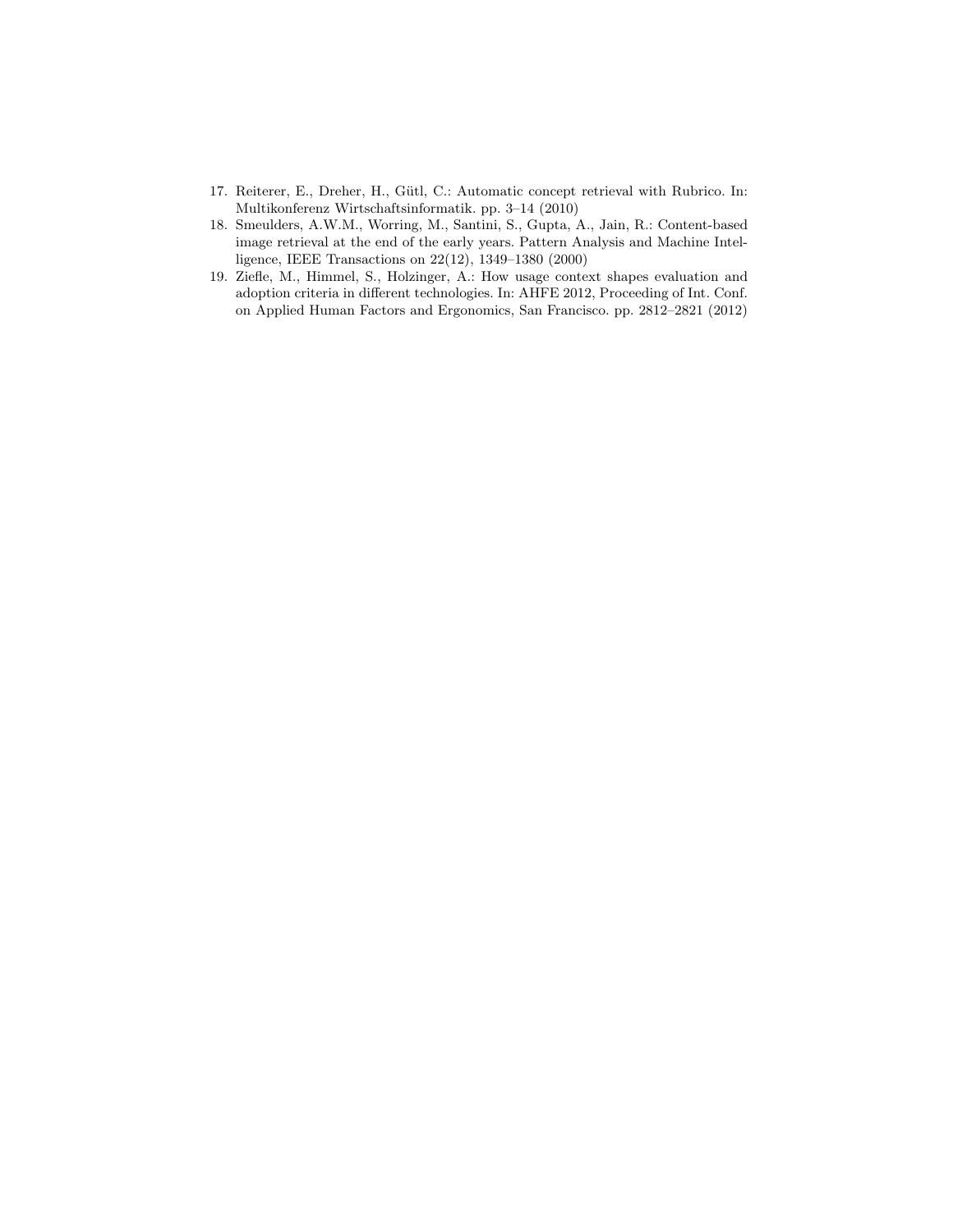17. Reiterer, E., Dreher, H., Gütl, C.: Automatic concept retrieval with Rubrico. In: Multikonferenz Wirtschaftsinformatik. pp. 3–14 (2010)
18. Smeulders, A.W.M., Worring, M., Santini, S., Gupta, A., Jain, R.: Content-based image retrieval at the end of the early years. Pattern Analysis and Machine Intelligence, IEEE Transactions on 22(12), 1349–1380 (2000)
19. Ziefle, M., Himmel, S., Holzinger, A.: How usage context shapes evaluation and adoption criteria in different technologies. In: AHFE 2012, Proceeding of Int. Conf. on Applied Human Factors and Ergonomics, San Francisco. pp. 2812–2821 (2012)